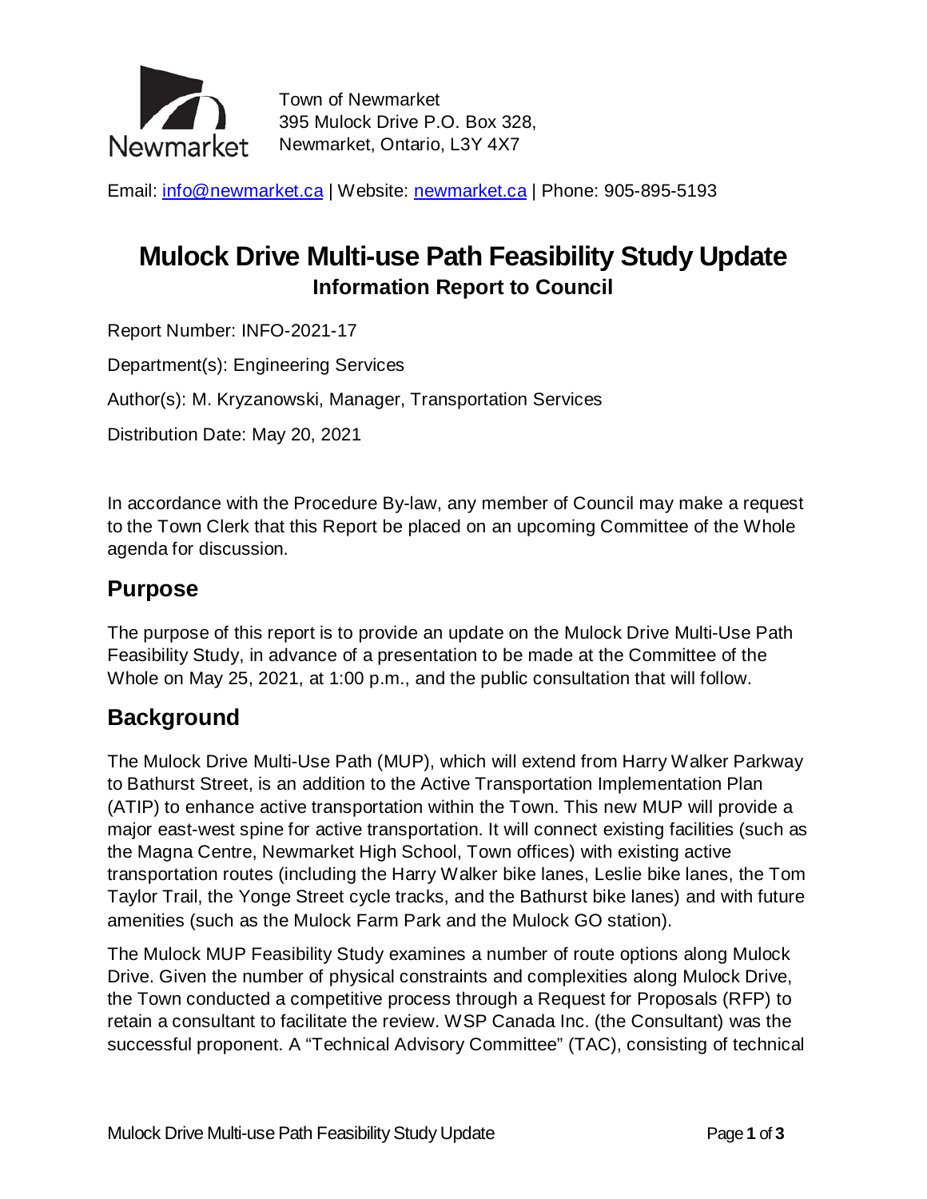Town of Newmarket
395 Mulock Drive P.O. Box 328,
Newmarket, Ontario, L3Y 4X7

Email: info@newmarket.ca | Website: newmarket.ca | Phone: 905-895-5193

# Mulock Drive Multi-use Path Feasibility Study Update

**Information Report to Council**

Report Number: INFO-2021-17

Department(s): Engineering Services

Author(s): M. Kryzanowski, Manager, Transportation Services

Distribution Date: May 20, 2021

In accordance with the Procedure By-law, any member of Council may make a request to the Town Clerk that this Report be placed on an upcoming Committee of the Whole agenda for discussion.

## Purpose

The purpose of this report is to provide an update on the Mulock Drive Multi-Use Path Feasibility Study, in advance of a presentation to be made at the Committee of the Whole on May 25, 2021, at 1:00 p.m., and the public consultation that will follow.

## Background

The Mulock Drive Multi-Use Path (MUP), which will extend from Harry Walker Parkway to Bathurst Street, is an addition to the Active Transportation Implementation Plan (ATIP) to enhance active transportation within the Town. This new MUP will provide a major east-west spine for active transportation. It will connect existing facilities (such as the Magna Centre, Newmarket High School, Town offices) with existing active transportation routes (including the Harry Walker bike lanes, Leslie bike lanes, the Tom Taylor Trail, the Yonge Street cycle tracks, and the Bathurst bike lanes) and with future amenities (such as the Mulock Farm Park and the Mulock GO station).

The Mulock MUP Feasibility Study examines a number of route options along Mulock Drive. Given the number of physical constraints and complexities along Mulock Drive, the Town conducted a competitive process through a Request for Proposals (RFP) to retain a consultant to facilitate the review. WSP Canada Inc. (the Consultant) was the successful proponent. A "Technical Advisory Committee" (TAC), consisting of technical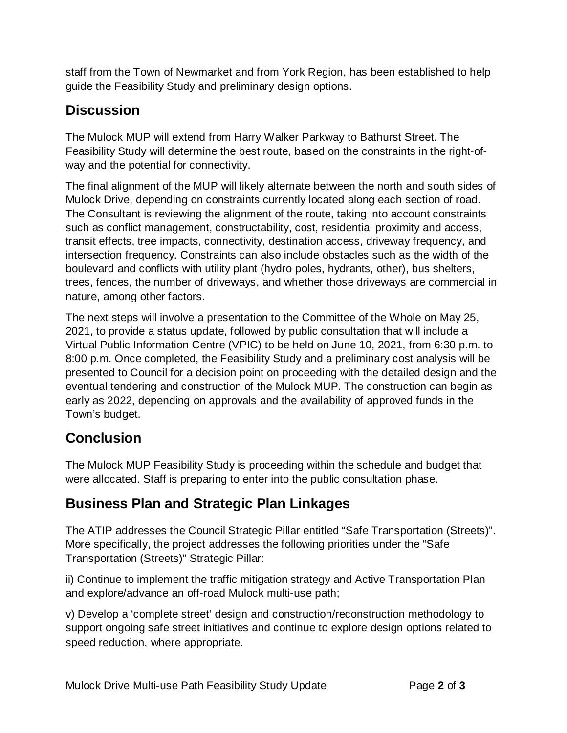staff from the Town of Newmarket and from York Region, has been established to help guide the Feasibility Study and preliminary design options.

## Discussion

The Mulock MUP will extend from Harry Walker Parkway to Bathurst Street. The Feasibility Study will determine the best route, based on the constraints in the right-of-way and the potential for connectivity.

The final alignment of the MUP will likely alternate between the north and south sides of Mulock Drive, depending on constraints currently located along each section of road. The Consultant is reviewing the alignment of the route, taking into account constraints such as conflict management, constructability, cost, residential proximity and access, transit effects, tree impacts, connectivity, destination access, driveway frequency, and intersection frequency. Constraints can also include obstacles such as the width of the boulevard and conflicts with utility plant (hydro poles, hydrants, other), bus shelters, trees, fences, the number of driveways, and whether those driveways are commercial in nature, among other factors.

The next steps will involve a presentation to the Committee of the Whole on May 25, 2021, to provide a status update, followed by public consultation that will include a Virtual Public Information Centre (VPIC) to be held on June 10, 2021, from 6:30 p.m. to 8:00 p.m. Once completed, the Feasibility Study and a preliminary cost analysis will be presented to Council for a decision point on proceeding with the detailed design and the eventual tendering and construction of the Mulock MUP. The construction can begin as early as 2022, depending on approvals and the availability of approved funds in the Town's budget.

## Conclusion

The Mulock MUP Feasibility Study is proceeding within the schedule and budget that were allocated. Staff is preparing to enter into the public consultation phase.

## Business Plan and Strategic Plan Linkages

The ATIP addresses the Council Strategic Pillar entitled "Safe Transportation (Streets)". More specifically, the project addresses the following priorities under the "Safe Transportation (Streets)" Strategic Pillar:

ii) Continue to implement the traffic mitigation strategy and Active Transportation Plan and explore/advance an off-road Mulock multi-use path;

v) Develop a 'complete street' design and construction/reconstruction methodology to support ongoing safe street initiatives and continue to explore design options related to speed reduction, where appropriate.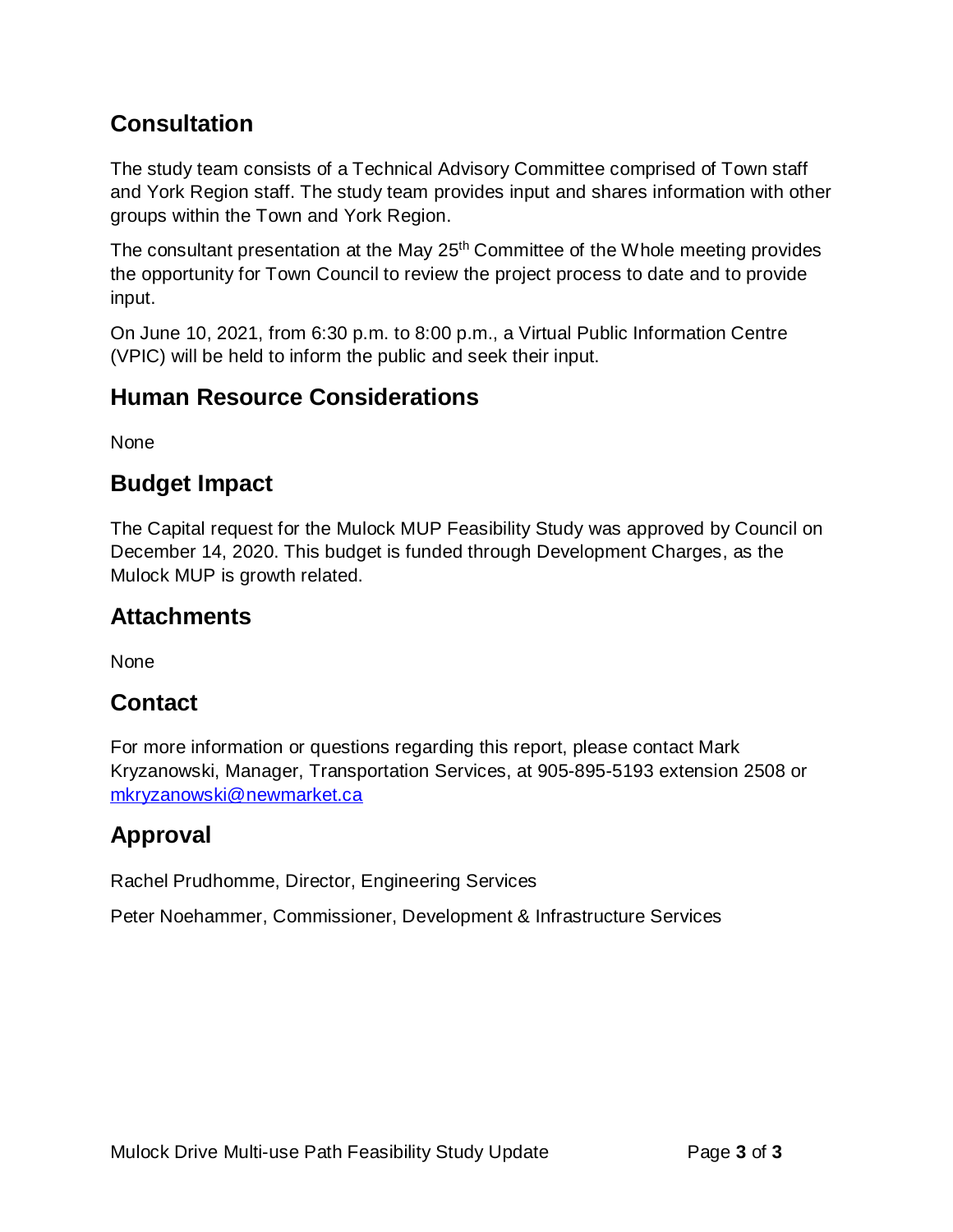## Consultation

The study team consists of a Technical Advisory Committee comprised of Town staff and York Region staff. The study team provides input and shares information with other groups within the Town and York Region.

The consultant presentation at the May 25th Committee of the Whole meeting provides the opportunity for Town Council to review the project process to date and to provide input.

On June 10, 2021, from 6:30 p.m. to 8:00 p.m., a Virtual Public Information Centre (VPIC) will be held to inform the public and seek their input.

## Human Resource Considerations

None

## Budget Impact

The Capital request for the Mulock MUP Feasibility Study was approved by Council on December 14, 2020. This budget is funded through Development Charges, as the Mulock MUP is growth related.

## Attachments

None

## Contact

For more information or questions regarding this report, please contact Mark Kryzanowski, Manager, Transportation Services, at 905-895-5193 extension 2508 or mkryzanowski@newmarket.ca

## Approval

Rachel Prudhomme, Director, Engineering Services

Peter Noehammer, Commissioner, Development & Infrastructure Services